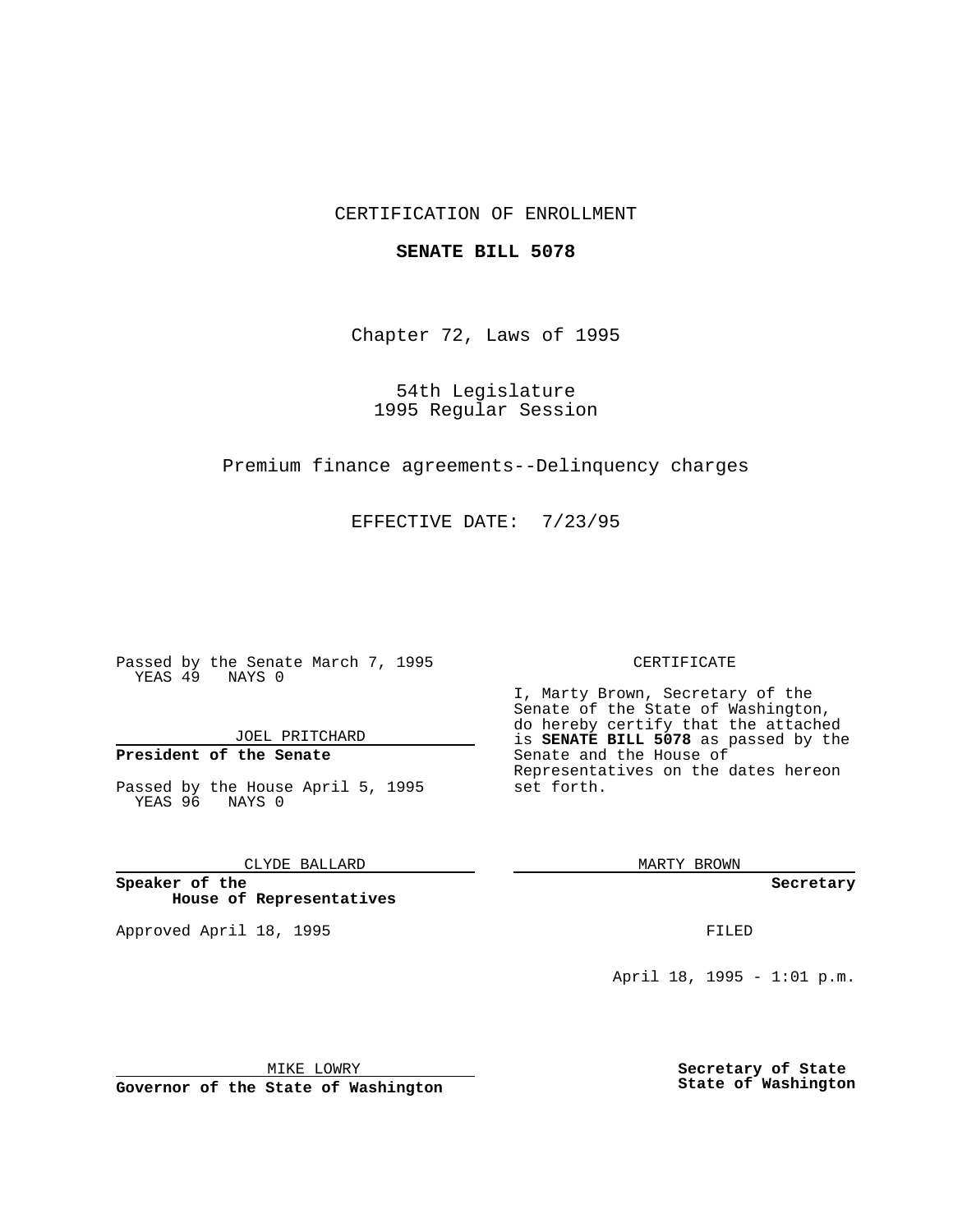CERTIFICATION OF ENROLLMENT

**SENATE BILL 5078**

Chapter 72, Laws of 1995

54th Legislature
1995 Regular Session

Premium finance agreements--Delinquency charges

EFFECTIVE DATE: 7/23/95

Passed by the Senate March 7, 1995
YEAS 49 NAYS 0

JOEL PRITCHARD

**President of the Senate**

Passed by the House April 5, 1995
YEAS 96 NAYS 0

CLYDE BALLARD

**Speaker of the House of Representatives**

Approved April 18, 1995

MIKE LOWRY

**Governor of the State of Washington**

CERTIFICATE

I, Marty Brown, Secretary of the Senate of the State of Washington, do hereby certify that the attached is **SENATE BILL 5078** as passed by the Senate and the House of Representatives on the dates hereon set forth.

MARTY BROWN

**Secretary**

FILED

April 18, 1995 - 1:01 p.m.

**Secretary of State**
**State of Washington**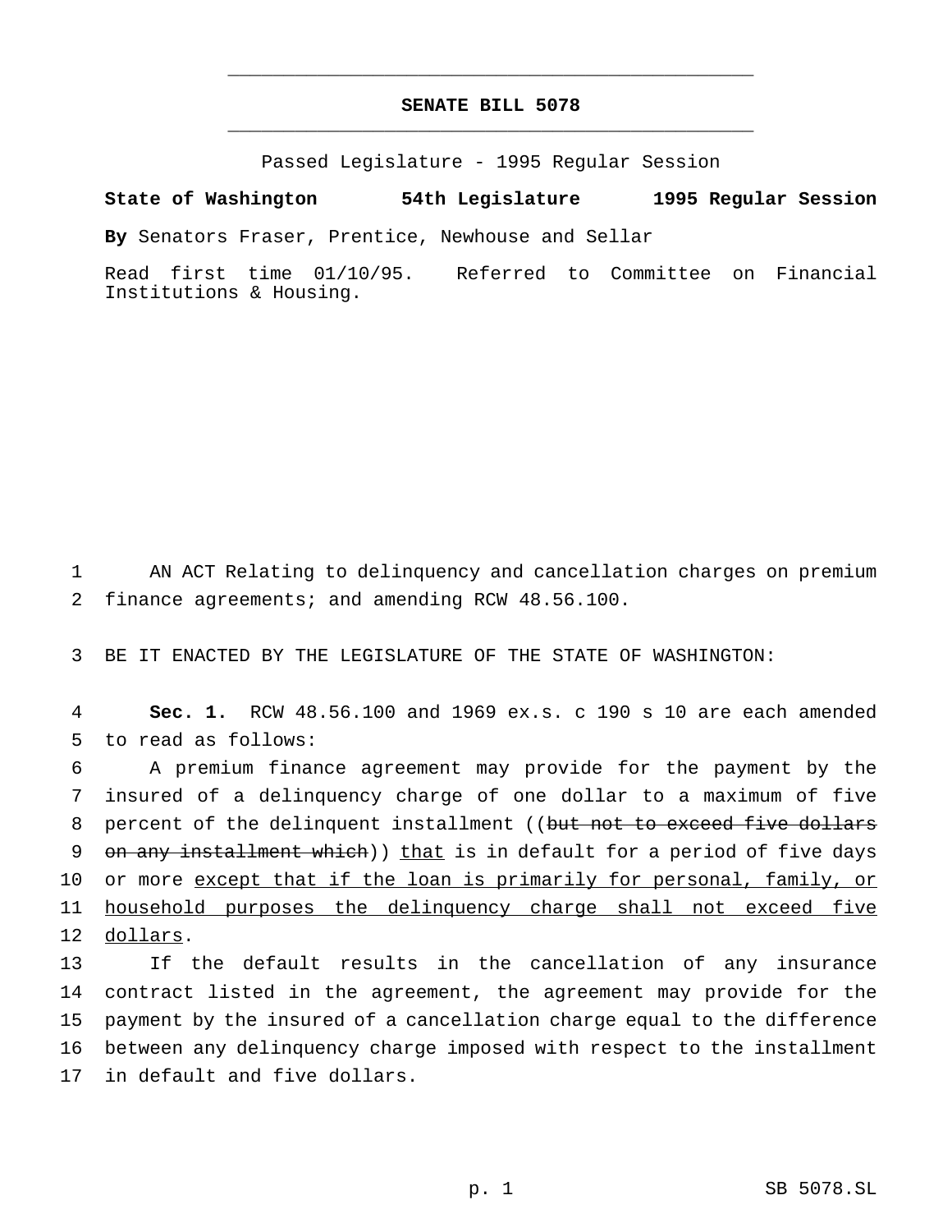# SENATE BILL 5078

Passed Legislature - 1995 Regular Session

**State of Washington 54th Legislature 1995 Regular Session**

**By** Senators Fraser, Prentice, Newhouse and Sellar

Read first time 01/10/95. Referred to Committee on Financial Institutions & Housing.

1 AN ACT Relating to delinquency and cancellation charges on premium
2 finance agreements; and amending RCW 48.56.100.

3 BE IT ENACTED BY THE LEGISLATURE OF THE STATE OF WASHINGTON:

4 **Sec. 1.** RCW 48.56.100 and 1969 ex.s. c 190 s 10 are each amended
5 to read as follows:

6 A premium finance agreement may provide for the payment by the
7 insured of a delinquency charge of one dollar to a maximum of five
8 percent of the delinquent installment ((~~but not to exceed five dollars~~
9 ~~on any installment which~~)) <u>that</u> is in default for a period of five days
10 or more <u>except that if the loan is primarily for personal, family, or</u>
11 <u>household purposes the delinquency charge shall not exceed five</u>
12 <u>dollars</u>.

13 If the default results in the cancellation of any insurance
14 contract listed in the agreement, the agreement may provide for the
15 payment by the insured of a cancellation charge equal to the difference
16 between any delinquency charge imposed with respect to the installment
17 in default and five dollars.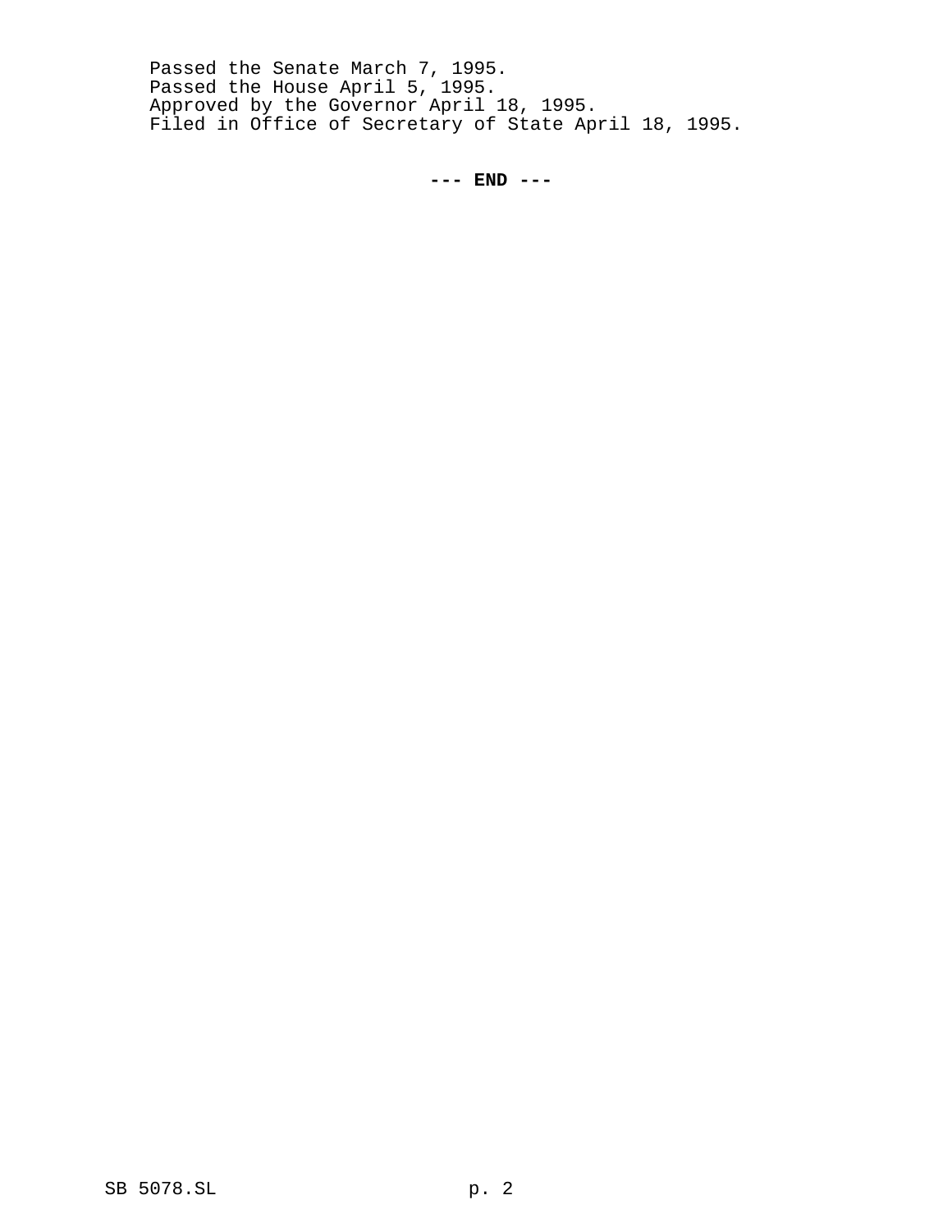Passed the Senate March 7, 1995.
Passed the House April 5, 1995.
Approved by the Governor April 18, 1995.
Filed in Office of Secretary of State April 18, 1995.

**--- END ---**